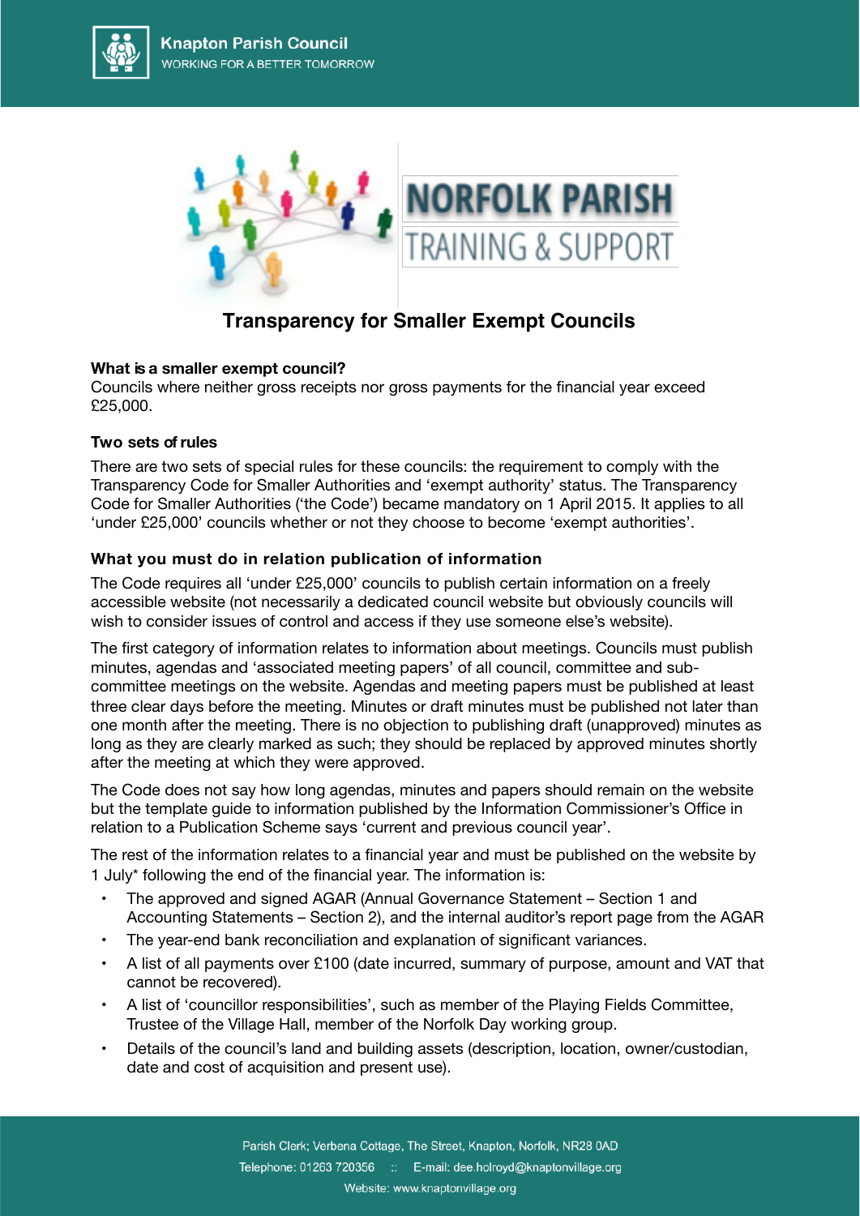# Transparency for Smaller Exempt Councils

**What is a smaller exempt council?**

Councils where neither gross receipts nor gross payments for the financial year exceed £25,000.

**Two sets of rules**

There are two sets of special rules for these councils: the requirement to comply with the Transparency Code for Smaller Authorities and 'exempt authority' status. The Transparency Code for Smaller Authorities ('the Code') became mandatory on 1 April 2015. It applies to all 'under £25,000' councils whether or not they choose to become 'exempt authorities'.

**What you must do in relation publication of information**

The Code requires all 'under £25,000' councils to publish certain information on a freely accessible website (not necessarily a dedicated council website but obviously councils will wish to consider issues of control and access if they use someone else's website).

The first category of information relates to information about meetings. Councils must publish minutes, agendas and 'associated meeting papers' of all council, committee and sub-committee meetings on the website. Agendas and meeting papers must be published at least three clear days before the meeting. Minutes or draft minutes must be published not later than one month after the meeting. There is no objection to publishing draft (unapproved) minutes as long as they are clearly marked as such; they should be replaced by approved minutes shortly after the meeting at which they were approved.

The Code does not say how long agendas, minutes and papers should remain on the website but the template guide to information published by the Information Commissioner's Office in relation to a Publication Scheme says 'current and previous council year'.

The rest of the information relates to a financial year and must be published on the website by 1 July* following the end of the financial year. The information is:

- The approved and signed AGAR (Annual Governance Statement – Section 1 and Accounting Statements – Section 2), and the internal auditor's report page from the AGAR
- The year-end bank reconciliation and explanation of significant variances.
- A list of all payments over £100 (date incurred, summary of purpose, amount and VAT that cannot be recovered).
- A list of 'councillor responsibilities', such as member of the Playing Fields Committee, Trustee of the Village Hall, member of the Norfolk Day working group.
- Details of the council's land and building assets (description, location, owner/custodian, date and cost of acquisition and present use).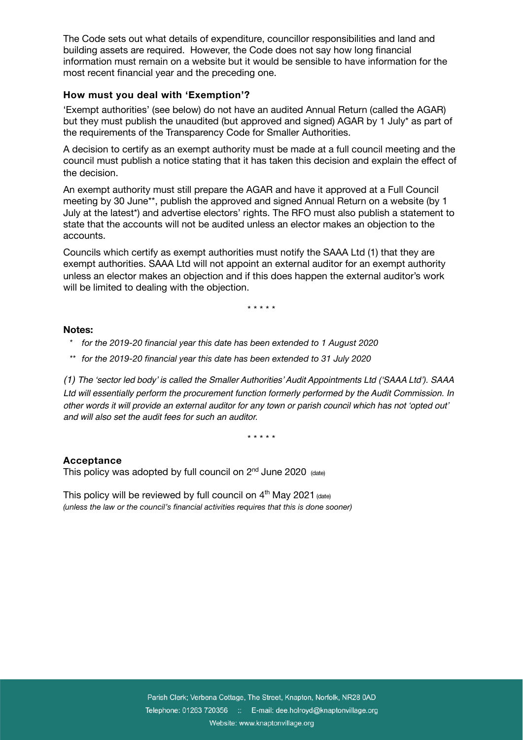The Code sets out what details of expenditure, councillor responsibilities and land and building assets are required. However, the Code does not say how long financial information must remain on a website but it would be sensible to have information for the most recent financial year and the preceding one.

### How must you deal with 'Exemption'?

'Exempt authorities' (see below) do not have an audited Annual Return (called the AGAR) but they must publish the unaudited (but approved and signed) AGAR by 1 July* as part of the requirements of the Transparency Code for Smaller Authorities.

A decision to certify as an exempt authority must be made at a full council meeting and the council must publish a notice stating that it has taken this decision and explain the effect of the decision.

An exempt authority must still prepare the AGAR and have it approved at a Full Council meeting by 30 June**, publish the approved and signed Annual Return on a website (by 1 July at the latest*) and advertise electors' rights. The RFO must also publish a statement to state that the accounts will not be audited unless an elector makes an objection to the accounts.

Councils which certify as exempt authorities must notify the SAAA Ltd (1) that they are exempt authorities. SAAA Ltd will not appoint an external auditor for an exempt authority unless an elector makes an objection and if this does happen the external auditor's work will be limited to dealing with the objection.

\* \* \* \* \*

**Notes:**

- \* *for the 2019-20 financial year this date has been extended to 1 August 2020*
- \*\* *for the 2019-20 financial year this date has been extended to 31 July 2020*

*(1) The 'sector led body' is called the Smaller Authorities' Audit Appointments Ltd ('SAAA Ltd'). SAAA Ltd will essentially perform the procurement function formerly performed by the Audit Commission. In other words it will provide an external auditor for any town or parish council which has not 'opted out' and will also set the audit fees for such an auditor.*

\* \* \* \* \*

### Acceptance

This policy was adopted by full council on 2nd June 2020 (date)

This policy will be reviewed by full council on 4th May 2021 (date)
*(unless the law or the council's financial activities requires that this is done sooner)*